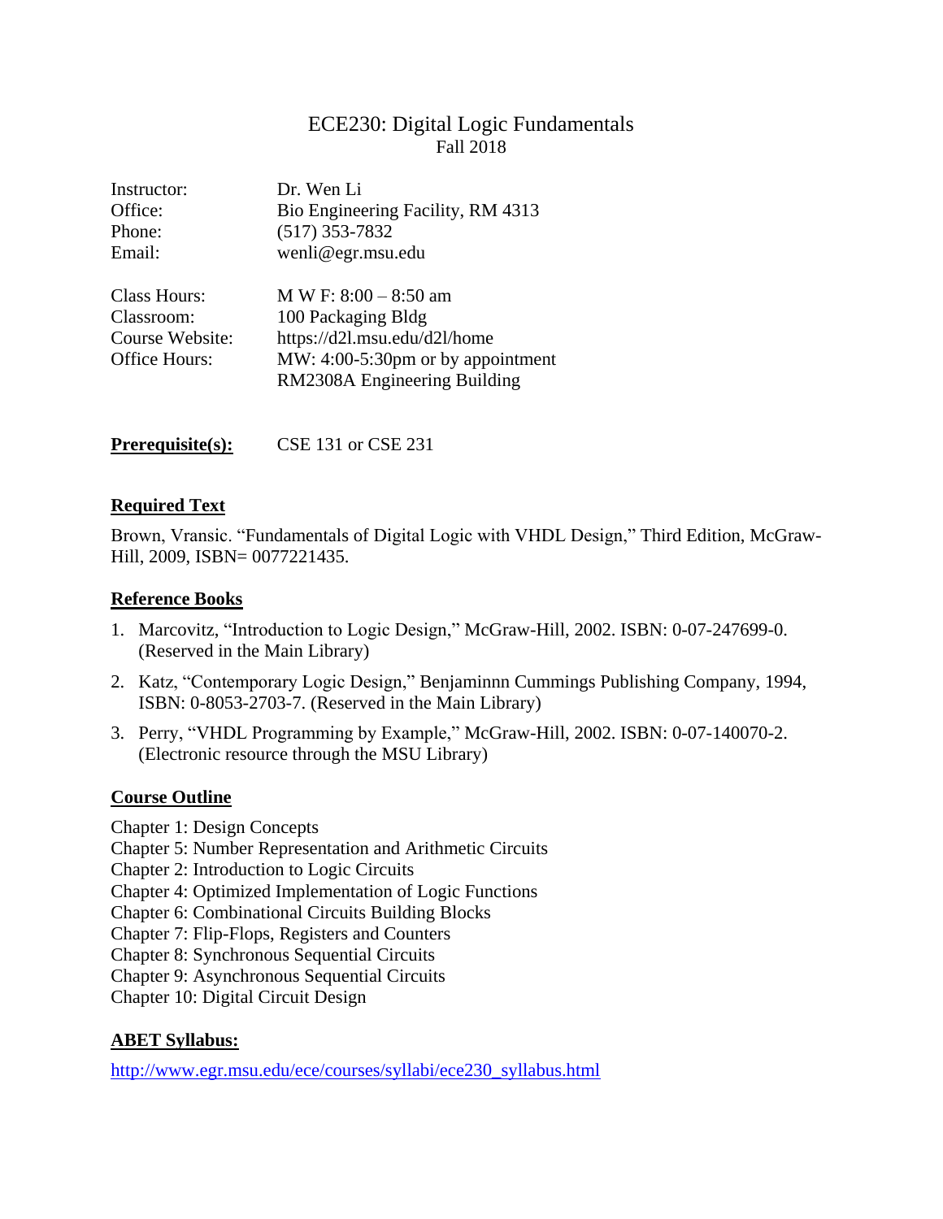# ECE230: Digital Logic Fundamentals

Fall 2018

Instructor: Dr. Wen Li
Office: Bio Engineering Facility, RM 4313
Phone: (517) 353-7832
Email: wenli@egr.msu.edu

Class Hours: M W F: 8:00 – 8:50 am
Classroom: 100 Packaging Bldg
Course Website: https://d2l.msu.edu/d2l/home
Office Hours: MW: 4:00-5:30pm or by appointment
RM2308A Engineering Building

**Prerequisite(s):** CSE 131 or CSE 231

## Required Text

Brown, Vransic. "Fundamentals of Digital Logic with VHDL Design," Third Edition, McGraw-Hill, 2009, ISBN= 0077221435.

## Reference Books

1. Marcovitz, "Introduction to Logic Design," McGraw-Hill, 2002. ISBN: 0-07-247699-0. (Reserved in the Main Library)
2. Katz, "Contemporary Logic Design," Benjaminnn Cummings Publishing Company, 1994, ISBN: 0-8053-2703-7. (Reserved in the Main Library)
3. Perry, "VHDL Programming by Example," McGraw-Hill, 2002. ISBN: 0-07-140070-2. (Electronic resource through the MSU Library)

## Course Outline

Chapter 1: Design Concepts
Chapter 5: Number Representation and Arithmetic Circuits
Chapter 2: Introduction to Logic Circuits
Chapter 4: Optimized Implementation of Logic Functions
Chapter 6: Combinational Circuits Building Blocks
Chapter 7: Flip-Flops, Registers and Counters
Chapter 8: Synchronous Sequential Circuits
Chapter 9: Asynchronous Sequential Circuits
Chapter 10: Digital Circuit Design

## ABET Syllabus:

http://www.egr.msu.edu/ece/courses/syllabi/ece230_syllabus.html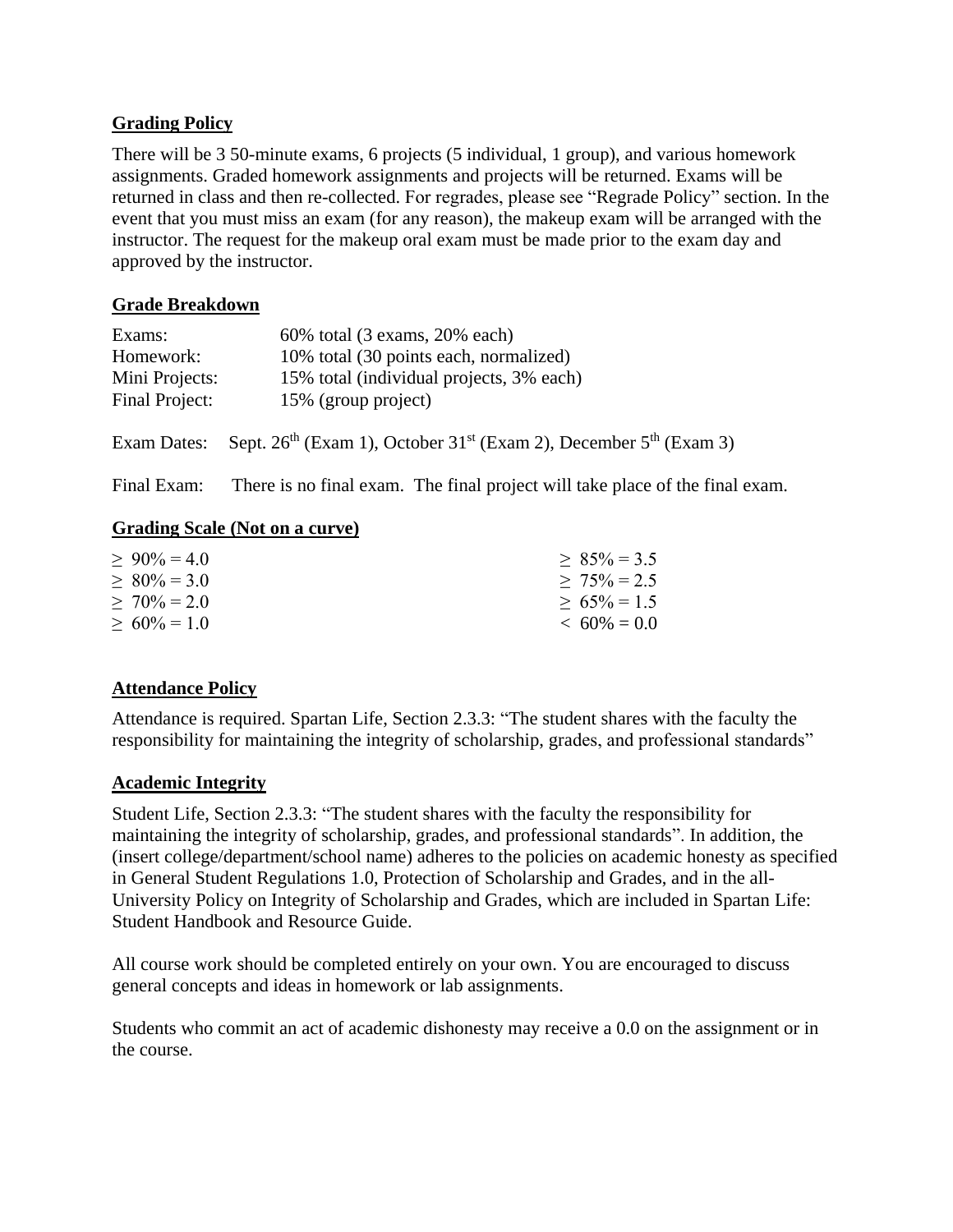## Grading Policy

There will be 3 50-minute exams, 6 projects (5 individual, 1 group), and various homework assignments. Graded homework assignments and projects will be returned. Exams will be returned in class and then re-collected. For regrades, please see "Regrade Policy" section. In the event that you must miss an exam (for any reason), the makeup exam will be arranged with the instructor. The request for the makeup oral exam must be made prior to the exam day and approved by the instructor.

## Grade Breakdown

| | |
|---|---|
| Exams: | 60% total (3 exams, 20% each) |
| Homework: | 10% total (30 points each, normalized) |
| Mini Projects: | 15% total (individual projects, 3% each) |
| Final Project: | 15% (group project) |

Exam Dates: Sept. 26th (Exam 1), October 31st (Exam 2), December 5th (Exam 3)

Final Exam: There is no final exam. The final project will take place of the final exam.

## Grading Scale (Not on a curve)

| | |
|---|---|
| $\geq$ 90% = 4.0 | $\geq$ 85% = 3.5 |
| $\geq$ 80% = 3.0 | $\geq$ 75% = 2.5 |
| $\geq$ 70% = 2.0 | $\geq$ 65% = 1.5 |
| $\geq$ 60% = 1.0 | < 60% = 0.0 |

## Attendance Policy

Attendance is required. Spartan Life, Section 2.3.3: "The student shares with the faculty the responsibility for maintaining the integrity of scholarship, grades, and professional standards"

## Academic Integrity

Student Life, Section 2.3.3: "The student shares with the faculty the responsibility for maintaining the integrity of scholarship, grades, and professional standards". In addition, the (insert college/department/school name) adheres to the policies on academic honesty as specified in General Student Regulations 1.0, Protection of Scholarship and Grades, and in the all-University Policy on Integrity of Scholarship and Grades, which are included in Spartan Life: Student Handbook and Resource Guide.

All course work should be completed entirely on your own. You are encouraged to discuss general concepts and ideas in homework or lab assignments.

Students who commit an act of academic dishonesty may receive a 0.0 on the assignment or in the course.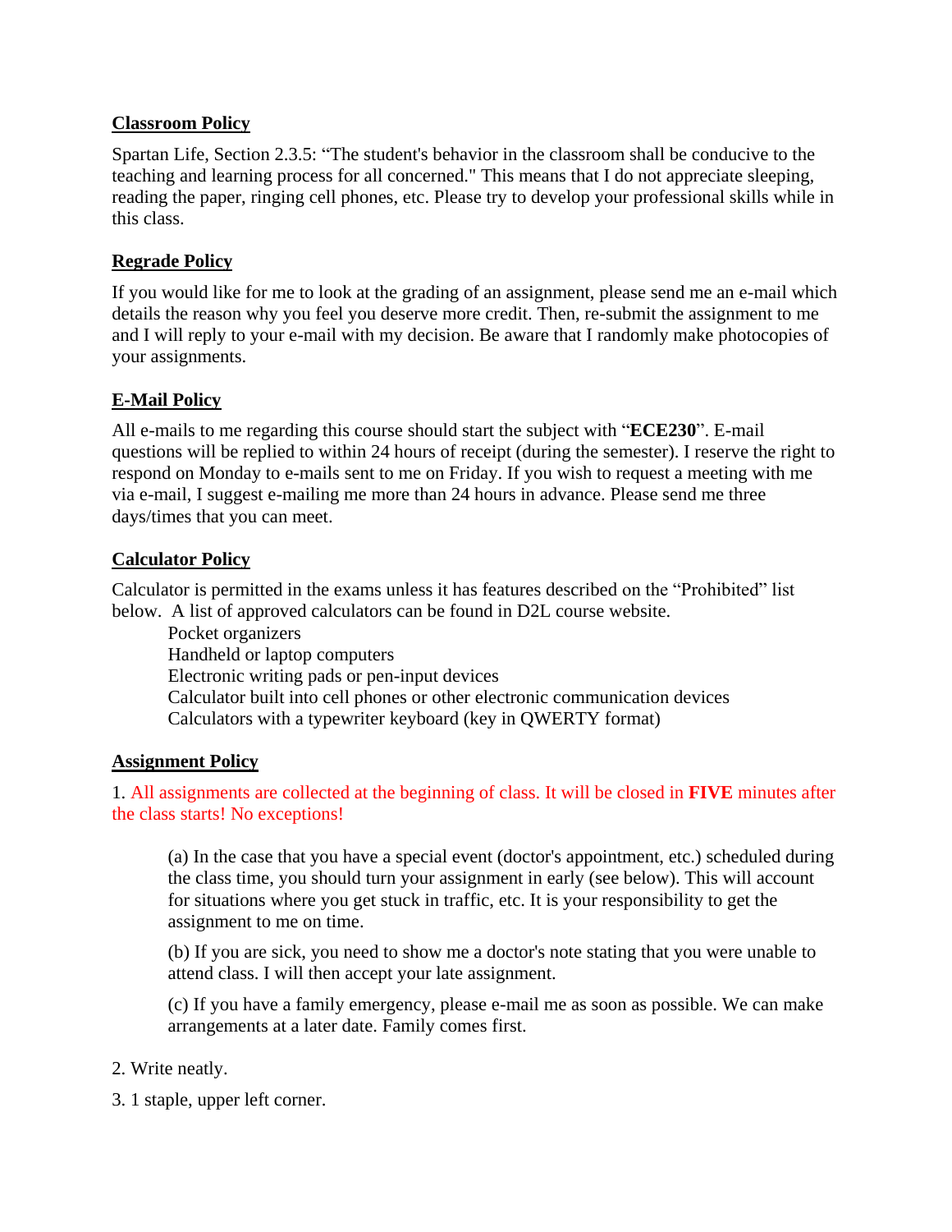## Classroom Policy

Spartan Life, Section 2.3.5: "The student's behavior in the classroom shall be conducive to the teaching and learning process for all concerned." This means that I do not appreciate sleeping, reading the paper, ringing cell phones, etc. Please try to develop your professional skills while in this class.

## Regrade Policy

If you would like for me to look at the grading of an assignment, please send me an e-mail which details the reason why you feel you deserve more credit. Then, re-submit the assignment to me and I will reply to your e-mail with my decision. Be aware that I randomly make photocopies of your assignments.

## E-Mail Policy

All e-mails to me regarding this course should start the subject with "**ECE230**". E-mail questions will be replied to within 24 hours of receipt (during the semester). I reserve the right to respond on Monday to e-mails sent to me on Friday. If you wish to request a meeting with me via e-mail, I suggest e-mailing me more than 24 hours in advance. Please send me three days/times that you can meet.

## Calculator Policy

Calculator is permitted in the exams unless it has features described on the "Prohibited" list below. A list of approved calculators can be found in D2L course website.

- Pocket organizers
- Handheld or laptop computers
- Electronic writing pads or pen-input devices
- Calculator built into cell phones or other electronic communication devices
- Calculators with a typewriter keyboard (key in QWERTY format)

## Assignment Policy

1. All assignments are collected at the beginning of class. It will be closed in **FIVE** minutes after the class starts! No exceptions!

   (a) In the case that you have a special event (doctor's appointment, etc.) scheduled during the class time, you should turn your assignment in early (see below). This will account for situations where you get stuck in traffic, etc. It is your responsibility to get the assignment to me on time.

   (b) If you are sick, you need to show me a doctor's note stating that you were unable to attend class. I will then accept your late assignment.

   (c) If you have a family emergency, please e-mail me as soon as possible. We can make arrangements at a later date. Family comes first.

2. Write neatly.

3. 1 staple, upper left corner.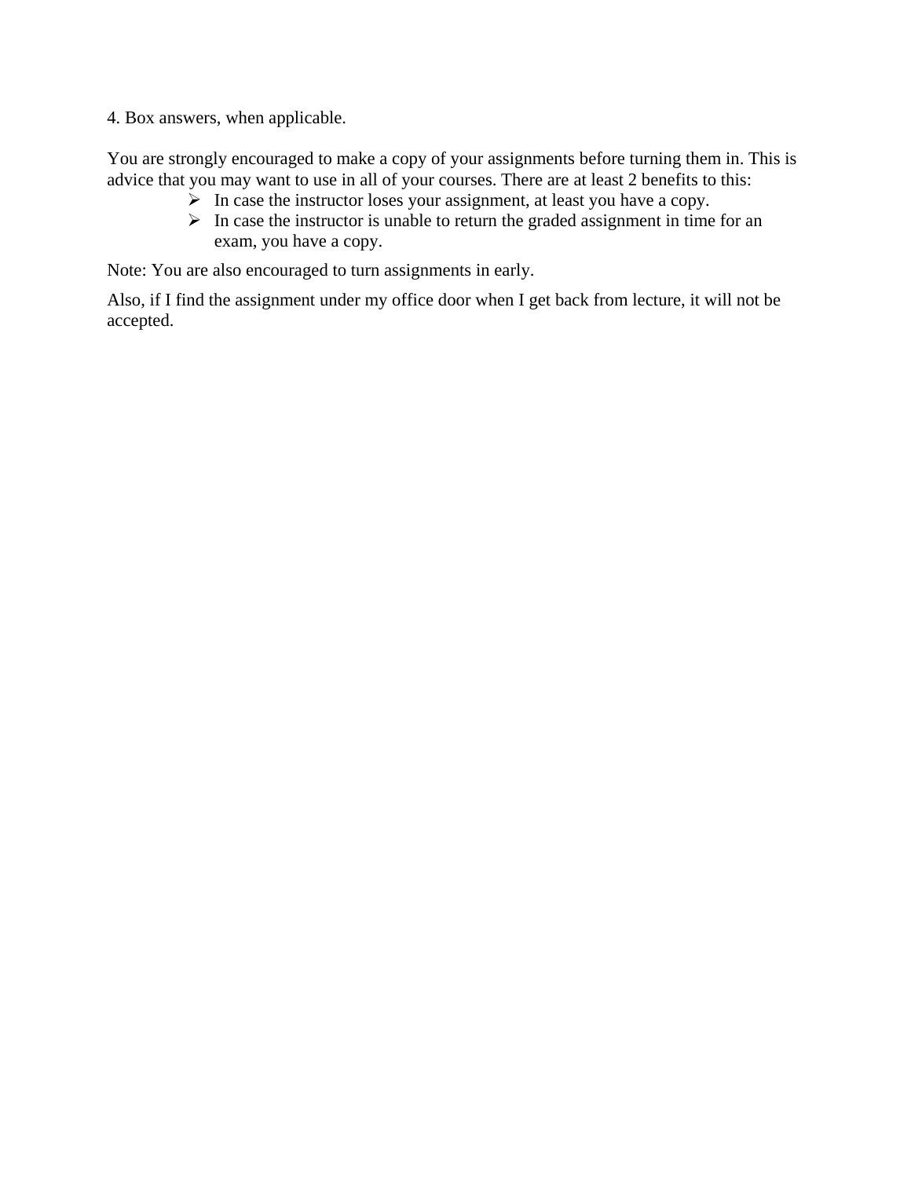4. Box answers, when applicable.

You are strongly encouraged to make a copy of your assignments before turning them in. This is advice that you may want to use in all of your courses. There are at least 2 benefits to this:

- In case the instructor loses your assignment, at least you have a copy.
- In case the instructor is unable to return the graded assignment in time for an exam, you have a copy.

Note: You are also encouraged to turn assignments in early.

Also, if I find the assignment under my office door when I get back from lecture, it will not be accepted.